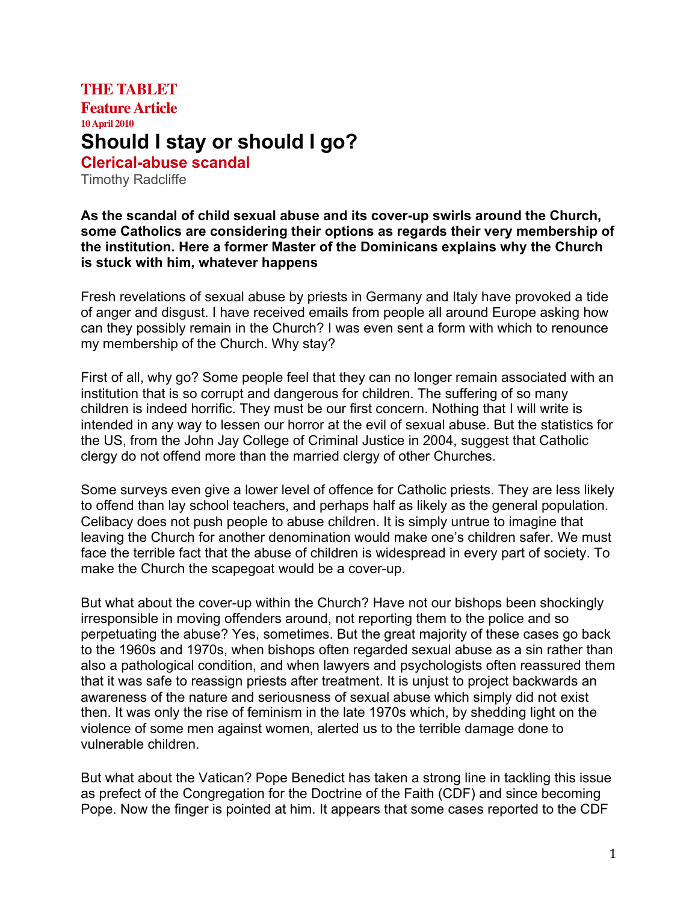**THE TABLET**

**Feature Article**

**10 April 2010**

# Should I stay or should I go?

## Clerical-abuse scandal

Timothy Radcliffe

**As the scandal of child sexual abuse and its cover-up swirls around the Church, some Catholics are considering their options as regards their very membership of the institution. Here a former Master of the Dominicans explains why the Church is stuck with him, whatever happens**

Fresh revelations of sexual abuse by priests in Germany and Italy have provoked a tide of anger and disgust. I have received emails from people all around Europe asking how can they possibly remain in the Church? I was even sent a form with which to renounce my membership of the Church. Why stay?

First of all, why go? Some people feel that they can no longer remain associated with an institution that is so corrupt and dangerous for children. The suffering of so many children is indeed horrific. They must be our first concern. Nothing that I will write is intended in any way to lessen our horror at the evil of sexual abuse. But the statistics for the US, from the John Jay College of Criminal Justice in 2004, suggest that Catholic clergy do not offend more than the married clergy of other Churches.

Some surveys even give a lower level of offence for Catholic priests. They are less likely to offend than lay school teachers, and perhaps half as likely as the general population. Celibacy does not push people to abuse children. It is simply untrue to imagine that leaving the Church for another denomination would make one's children safer. We must face the terrible fact that the abuse of children is widespread in every part of society. To make the Church the scapegoat would be a cover-up.

But what about the cover-up within the Church? Have not our bishops been shockingly irresponsible in moving offenders around, not reporting them to the police and so perpetuating the abuse? Yes, sometimes. But the great majority of these cases go back to the 1960s and 1970s, when bishops often regarded sexual abuse as a sin rather than also a pathological condition, and when lawyers and psychologists often reassured them that it was safe to reassign priests after treatment. It is unjust to project backwards an awareness of the nature and seriousness of sexual abuse which simply did not exist then. It was only the rise of feminism in the late 1970s which, by shedding light on the violence of some men against women, alerted us to the terrible damage done to vulnerable children.

But what about the Vatican? Pope Benedict has taken a strong line in tackling this issue as prefect of the Congregation for the Doctrine of the Faith (CDF) and since becoming Pope. Now the finger is pointed at him. It appears that some cases reported to the CDF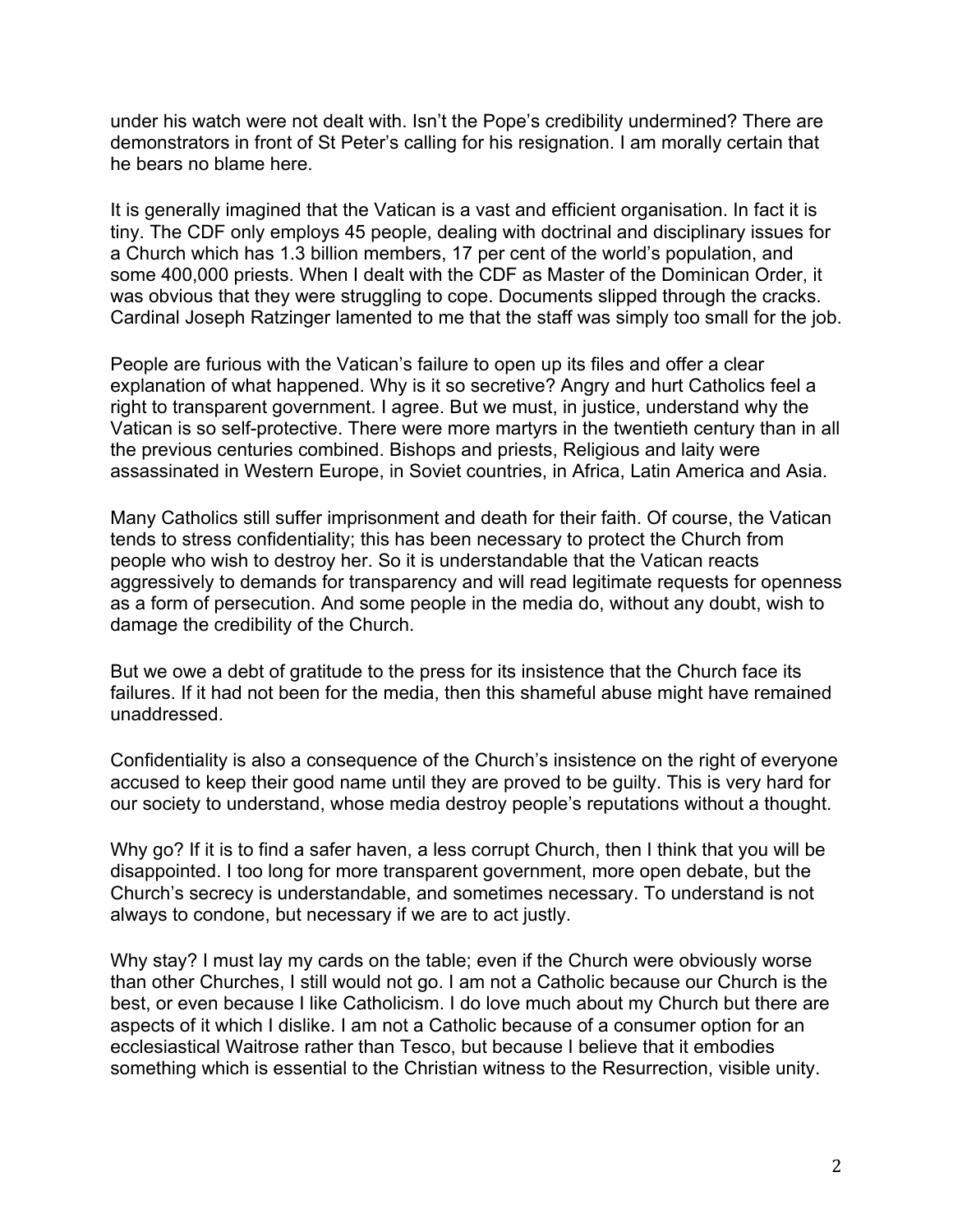under his watch were not dealt with. Isn't the Pope's credibility undermined? There are demonstrators in front of St Peter's calling for his resignation. I am morally certain that he bears no blame here.

It is generally imagined that the Vatican is a vast and efficient organisation. In fact it is tiny. The CDF only employs 45 people, dealing with doctrinal and disciplinary issues for a Church which has 1.3 billion members, 17 per cent of the world's population, and some 400,000 priests. When I dealt with the CDF as Master of the Dominican Order, it was obvious that they were struggling to cope. Documents slipped through the cracks. Cardinal Joseph Ratzinger lamented to me that the staff was simply too small for the job.

People are furious with the Vatican's failure to open up its files and offer a clear explanation of what happened. Why is it so secretive? Angry and hurt Catholics feel a right to transparent government. I agree. But we must, in justice, understand why the Vatican is so self-protective. There were more martyrs in the twentieth century than in all the previous centuries combined. Bishops and priests, Religious and laity were assassinated in Western Europe, in Soviet countries, in Africa, Latin America and Asia.

Many Catholics still suffer imprisonment and death for their faith. Of course, the Vatican tends to stress confidentiality; this has been necessary to protect the Church from people who wish to destroy her. So it is understandable that the Vatican reacts aggressively to demands for transparency and will read legitimate requests for openness as a form of persecution. And some people in the media do, without any doubt, wish to damage the credibility of the Church.

But we owe a debt of gratitude to the press for its insistence that the Church face its failures. If it had not been for the media, then this shameful abuse might have remained unaddressed.

Confidentiality is also a consequence of the Church's insistence on the right of everyone accused to keep their good name until they are proved to be guilty. This is very hard for our society to understand, whose media destroy people's reputations without a thought.

Why go? If it is to find a safer haven, a less corrupt Church, then I think that you will be disappointed. I too long for more transparent government, more open debate, but the Church's secrecy is understandable, and sometimes necessary. To understand is not always to condone, but necessary if we are to act justly.

Why stay? I must lay my cards on the table; even if the Church were obviously worse than other Churches, I still would not go. I am not a Catholic because our Church is the best, or even because I like Catholicism. I do love much about my Church but there are aspects of it which I dislike. I am not a Catholic because of a consumer option for an ecclesiastical Waitrose rather than Tesco, but because I believe that it embodies something which is essential to the Christian witness to the Resurrection, visible unity.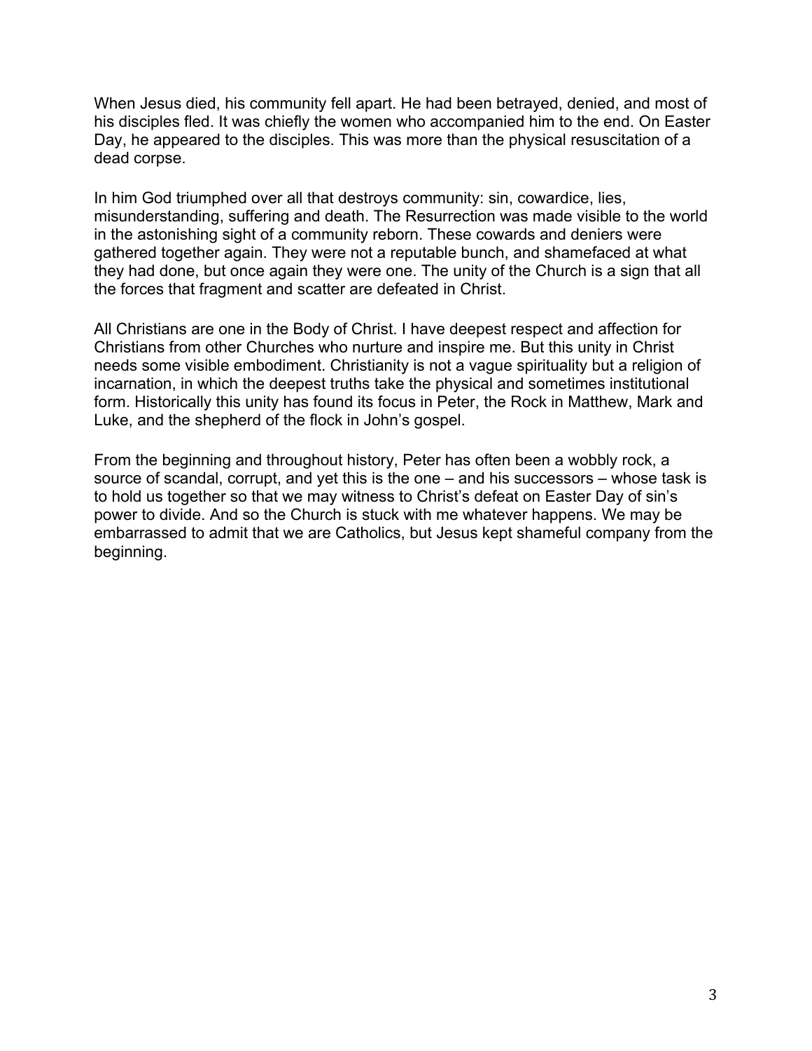When Jesus died, his community fell apart. He had been betrayed, denied, and most of his disciples fled. It was chiefly the women who accompanied him to the end. On Easter Day, he appeared to the disciples. This was more than the physical resuscitation of a dead corpse.

In him God triumphed over all that destroys community: sin, cowardice, lies, misunderstanding, suffering and death. The Resurrection was made visible to the world in the astonishing sight of a community reborn. These cowards and deniers were gathered together again. They were not a reputable bunch, and shamefaced at what they had done, but once again they were one. The unity of the Church is a sign that all the forces that fragment and scatter are defeated in Christ.

All Christians are one in the Body of Christ. I have deepest respect and affection for Christians from other Churches who nurture and inspire me. But this unity in Christ needs some visible embodiment. Christianity is not a vague spirituality but a religion of incarnation, in which the deepest truths take the physical and sometimes institutional form. Historically this unity has found its focus in Peter, the Rock in Matthew, Mark and Luke, and the shepherd of the flock in John's gospel.

From the beginning and throughout history, Peter has often been a wobbly rock, a source of scandal, corrupt, and yet this is the one – and his successors – whose task is to hold us together so that we may witness to Christ's defeat on Easter Day of sin's power to divide. And so the Church is stuck with me whatever happens. We may be embarrassed to admit that we are Catholics, but Jesus kept shameful company from the beginning.